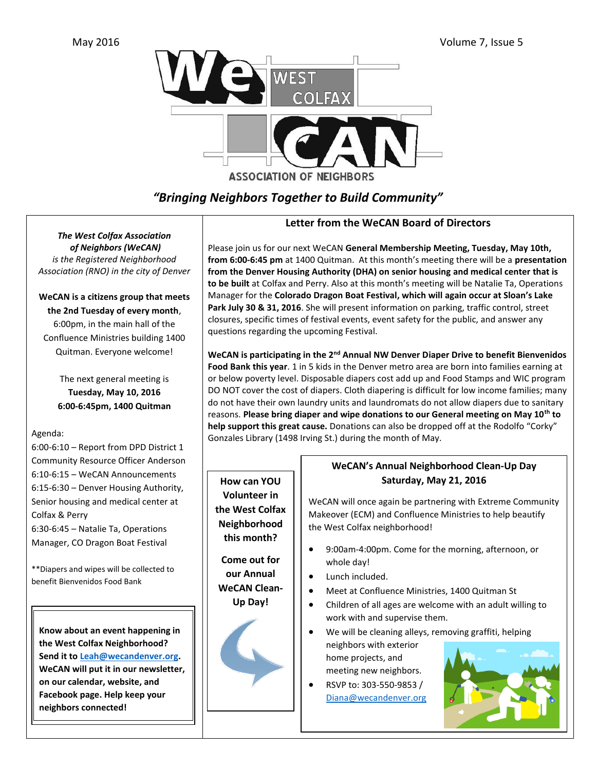May 2016 Volume 7, Issue 5

# WeCAN West Colfax Association of Neighbors

*"Bringing Neighbors Together to Build Community"*

***The West Colfax Association of Neighbors (WeCAN)*** *is the Registered Neighborhood Association (RNO) in the city of Denver*

**WeCAN is a citizens group that meets the 2nd Tuesday of every month**, 6:00pm, in the main hall of the Confluence Ministries building 1400 Quitman. Everyone welcome!

The next general meeting is **Tuesday, May 10, 2016 6:00-6:45pm, 1400 Quitman**

Agenda:

6:00-6:10 – Report from DPD District 1 Community Resource Officer Anderson

6:10-6:15 – WeCAN Announcements

6:15-6:30 – Denver Housing Authority, Senior housing and medical center at Colfax & Perry

6:30-6:45 – Natalie Ta, Operations Manager, CO Dragon Boat Festival

**Diapers and wipes will be collected to benefit Bienvenidos Food Bank

**Know about an event happening in the West Colfax Neighborhood? Send it to Leah@wecandenver.org. WeCAN will put it in our newsletter, on our calendar, website, and Facebook page. Help keep your neighbors connected!**

## Letter from the WeCAN Board of Directors

Please join us for our next WeCAN **General Membership Meeting, Tuesday, May 10th, from 6:00-6:45 pm** at 1400 Quitman. At this month's meeting there will be a **presentation from the Denver Housing Authority (DHA) on senior housing and medical center that is to be built** at Colfax and Perry. Also at this month's meeting will be Natalie Ta, Operations Manager for the **Colorado Dragon Boat Festival, which will again occur at Sloan's Lake Park July 30 & 31, 2016**. She will present information on parking, traffic control, street closures, specific times of festival events, event safety for the public, and answer any questions regarding the upcoming Festival.

**WeCAN is participating in the 2nd Annual NW Denver Diaper Drive to benefit Bienvenidos Food Bank this year**. 1 in 5 kids in the Denver metro area are born into families earning at or below poverty level. Disposable diapers cost add up and Food Stamps and WIC program DO NOT cover the cost of diapers. Cloth diapering is difficult for low income families; many do not have their own laundry units and laundromats do not allow diapers due to sanitary reasons. **Please bring diaper and wipe donations to our General meeting on May 10th to help support this great cause.** Donations can also be dropped off at the Rodolfo "Corky" Gonzales Library (1498 Irving St.) during the month of May.

**How can YOU Volunteer in the West Colfax Neighborhood this month?**

**Come out for our Annual WeCAN Clean-Up Day!**

## WeCAN's Annual Neighborhood Clean-Up Day Saturday, May 21, 2016

WeCAN will once again be partnering with Extreme Community Makeover (ECM) and Confluence Ministries to help beautify the West Colfax neighborhood!

- 9:00am-4:00pm. Come for the morning, afternoon, or whole day!
- Lunch included.
- Meet at Confluence Ministries, 1400 Quitman St
- Children of all ages are welcome with an adult willing to work with and supervise them.
- We will be cleaning alleys, removing graffiti, helping neighbors with exterior home projects, and meeting new neighbors.
- RSVP to: 303-550-9853 / Diana@wecandenver.org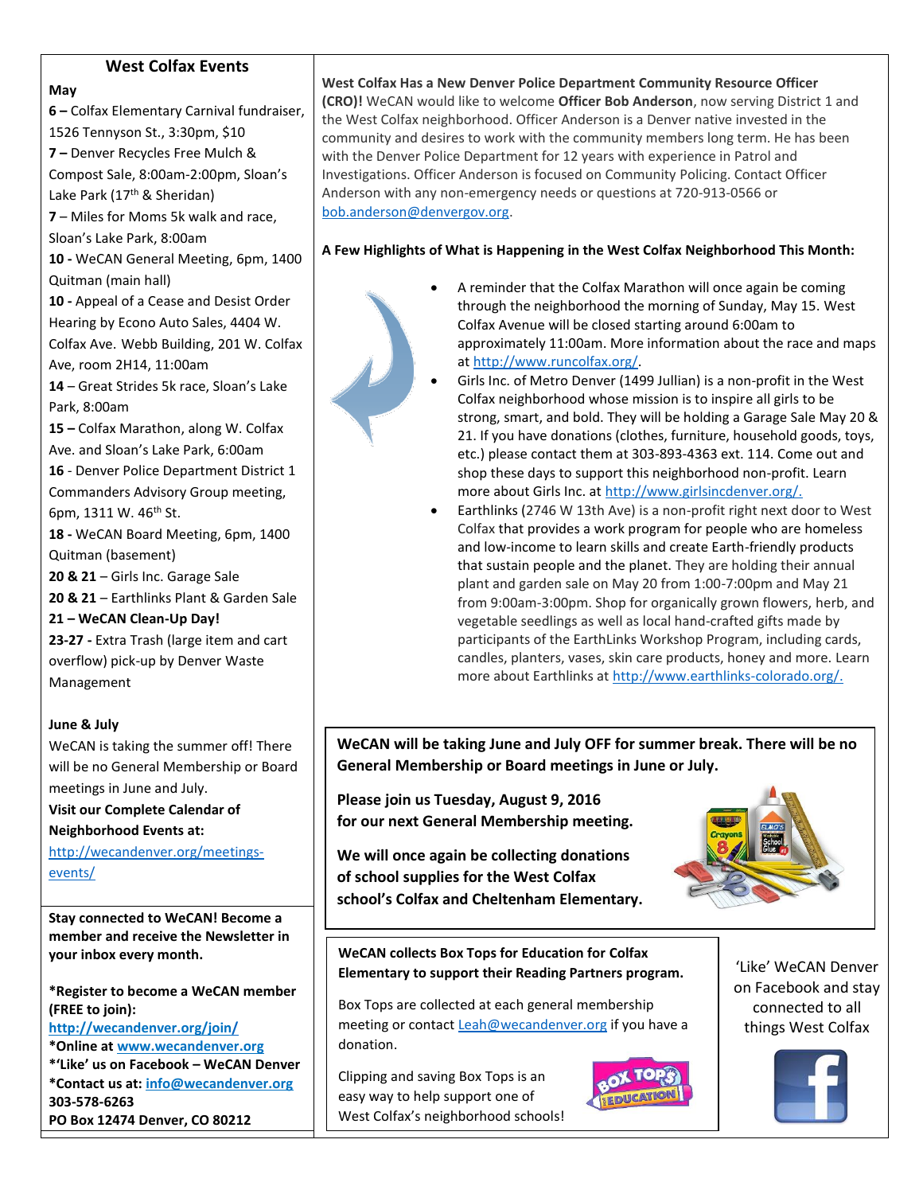## West Colfax Events

**May**

**6 –** Colfax Elementary Carnival fundraiser, 1526 Tennyson St., 3:30pm, $10

**7 –** Denver Recycles Free Mulch & Compost Sale, 8:00am-2:00pm, Sloan's Lake Park (17th & Sheridan)

**7** – Miles for Moms 5k walk and race, Sloan's Lake Park, 8:00am

**10 -** WeCAN General Meeting, 6pm, 1400 Quitman (main hall)

**10 -** Appeal of a Cease and Desist Order Hearing by Econo Auto Sales, 4404 W. Colfax Ave. Webb Building, 201 W. Colfax Ave, room 2H14, 11:00am

**14** – Great Strides 5k race, Sloan's Lake Park, 8:00am

**15 –** Colfax Marathon, along W. Colfax Ave. and Sloan's Lake Park, 6:00am

**16** - Denver Police Department District 1 Commanders Advisory Group meeting, 6pm, 1311 W. 46th St.

**18 -** WeCAN Board Meeting, 6pm, 1400 Quitman (basement)

**20 & 21** – Girls Inc. Garage Sale

**20 & 21** – Earthlinks Plant & Garden Sale

**21 – WeCAN Clean-Up Day!**

**23-27 -** Extra Trash (large item and cart overflow) pick-up by Denver Waste Management

**June & July**

WeCAN is taking the summer off! There will be no General Membership or Board meetings in June and July.

**Visit our Complete Calendar of Neighborhood Events at:**
http://wecandenver.org/meetings-events/

**Stay connected to WeCAN! Become a member and receive the Newsletter in your inbox every month.**

**\*Register to become a WeCAN member (FREE to join):**
**http://wecandenver.org/join/**
**\*Online at www.wecandenver.org**
**\*'Like' us on Facebook – WeCAN Denver**
**\*Contact us at: info@wecandenver.org**
**303-578-6263**
**PO Box 12474 Denver, CO 80212**

**West Colfax Has a New Denver Police Department Community Resource Officer (CRO)!** WeCAN would like to welcome **Officer Bob Anderson**, now serving District 1 and the West Colfax neighborhood. Officer Anderson is a Denver native invested in the community and desires to work with the community members long term. He has been with the Denver Police Department for 12 years with experience in Patrol and Investigations. Officer Anderson is focused on Community Policing. Contact Officer Anderson with any non-emergency needs or questions at 720-913-0566 or bob.anderson@denvergov.org.

**A Few Highlights of What is Happening in the West Colfax Neighborhood This Month:**

- A reminder that the Colfax Marathon will once again be coming through the neighborhood the morning of Sunday, May 15. West Colfax Avenue will be closed starting around 6:00am to approximately 11:00am. More information about the race and maps at http://www.runcolfax.org/.
- Girls Inc. of Metro Denver (1499 Jullian) is a non-profit in the West Colfax neighborhood whose mission is to inspire all girls to be strong, smart, and bold. They will be holding a Garage Sale May 20 & 21. If you have donations (clothes, furniture, household goods, toys, etc.) please contact them at 303-893-4363 ext. 114. Come out and shop these days to support this neighborhood non-profit. Learn more about Girls Inc. at http://www.girlsincdenver.org/.
- Earthlinks (2746 W 13th Ave) is a non-profit right next door to West Colfax that provides a work program for people who are homeless and low-income to learn skills and create Earth-friendly products that sustain people and the planet. They are holding their annual plant and garden sale on May 20 from 1:00-7:00pm and May 21 from 9:00am-3:00pm. Shop for organically grown flowers, herb, and vegetable seedlings as well as local hand-crafted gifts made by participants of the EarthLinks Workshop Program, including cards, candles, planters, vases, skin care products, honey and more. Learn more about Earthlinks at http://www.earthlinks-colorado.org/.

**WeCAN will be taking June and July OFF for summer break. There will be no General Membership or Board meetings in June or July.**

**Please join us Tuesday, August 9, 2016 for our next General Membership meeting.**

**We will once again be collecting donations of school supplies for the West Colfax school's Colfax and Cheltenham Elementary.**

**WeCAN collects Box Tops for Education for Colfax Elementary to support their Reading Partners program.**

Box Tops are collected at each general membership meeting or contact Leah@wecandenver.org if you have a donation.

Clipping and saving Box Tops is an easy way to help support one of West Colfax's neighborhood schools!

'Like' WeCAN Denver on Facebook and stay connected to all things West Colfax